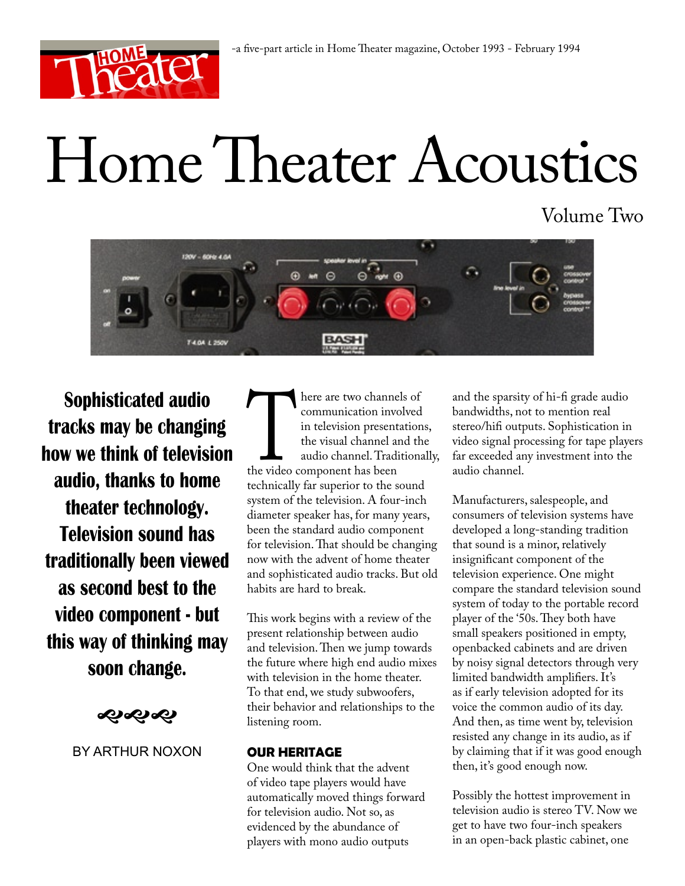-a five-part article in Home Theater magazine, October 1993 - February 1994

# Home Theater Acoustics

## Volume Two

**Sophisticated audio tracks may be changing how we think of television audio, thanks to home theater technology. Television sound has traditionally been viewed as second best to the video component - but this way of thinking may soon change.**

BY ARTHUR NOXON

There are two channels of communication involved in television presentations, the visual channel and the audio channel. Traditionally, the video component has been technically far superior to the sound system of the television. A four-inch diameter speaker has, for many years, been the standard audio component for television. That should be changing now with the advent of home theater and sophisticated audio tracks. But old habits are hard to break.

This work begins with a review of the present relationship between audio and television. Then we jump towards the future where high end audio mixes with television in the home theater. To that end, we study subwoofers, their behavior and relationships to the listening room.

### OUR HERITAGE

One would think that the advent of video tape players would have automatically moved things forward for television audio. Not so, as evidenced by the abundance of players with mono audio outputs and the sparsity of hi-fi grade audio bandwidths, not to mention real stereo/hifi outputs. Sophistication in video signal processing for tape players far exceeded any investment into the audio channel.

Manufacturers, salespeople, and consumers of television systems have developed a long-standing tradition that sound is a minor, relatively insignificant component of the television experience. One might compare the standard television sound system of today to the portable record player of the '50s. They both have small speakers positioned in empty, openbacked cabinets and are driven by noisy signal detectors through very limited bandwidth amplifiers. It's as if early television adopted for its voice the common audio of its day. And then, as time went by, television resisted any change in its audio, as if by claiming that if it was good enough then, it's good enough now.

Possibly the hottest improvement in television audio is stereo TV. Now we get to have two four-inch speakers in an open-back plastic cabinet, one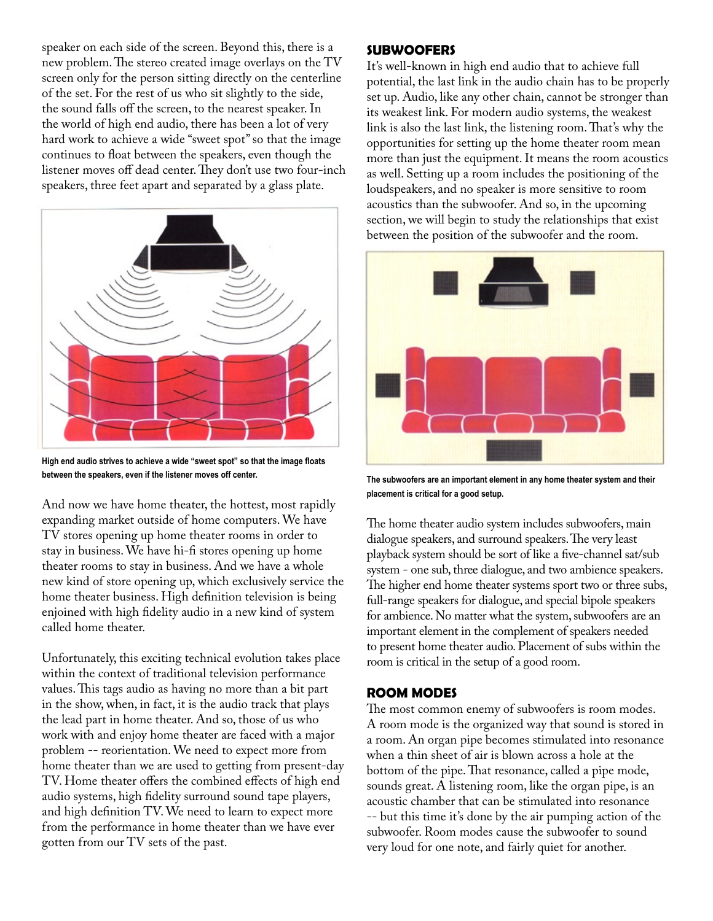speaker on each side of the screen. Beyond this, there is a new problem. The stereo created image overlays on the TV screen only for the person sitting directly on the centerline of the set. For the rest of us who sit slightly to the side, the sound falls off the screen, to the nearest speaker. In the world of high end audio, there has been a lot of very hard work to achieve a wide "sweet spot" so that the image continues to float between the speakers, even though the listener moves off dead center. They don't use two four-inch speakers, three feet apart and separated by a glass plate.

**High end audio strives to achieve a wide "sweet spot" so that the image floats between the speakers, even if the listener moves off center.**

And now we have home theater, the hottest, most rapidly expanding market outside of home computers. We have TV stores opening up home theater rooms in order to stay in business. We have hi-fi stores opening up home theater rooms to stay in business. And we have a whole new kind of store opening up, which exclusively service the home theater business. High definition television is being enjoined with high fidelity audio in a new kind of system called home theater.

Unfortunately, this exciting technical evolution takes place within the context of traditional television performance values. This tags audio as having no more than a bit part in the show, when, in fact, it is the audio track that plays the lead part in home theater. And so, those of us who work with and enjoy home theater are faced with a major problem -- reorientation. We need to expect more from home theater than we are used to getting from present-day TV. Home theater offers the combined effects of high end audio systems, high fidelity surround sound tape players, and high definition TV. We need to learn to expect more from the performance in home theater than we have ever gotten from our TV sets of the past.

## SUBWOOFERS

It's well-known in high end audio that to achieve full potential, the last link in the audio chain has to be properly set up. Audio, like any other chain, cannot be stronger than its weakest link. For modern audio systems, the weakest link is also the last link, the listening room. That's why the opportunities for setting up the home theater room mean more than just the equipment. It means the room acoustics as well. Setting up a room includes the positioning of the loudspeakers, and no speaker is more sensitive to room acoustics than the subwoofer. And so, in the upcoming section, we will begin to study the relationships that exist between the position of the subwoofer and the room.

**The subwoofers are an important element in any home theater system and their placement is critical for a good setup.**

The home theater audio system includes subwoofers, main dialogue speakers, and surround speakers. The very least playback system should be sort of like a five-channel sat/sub system - one sub, three dialogue, and two ambience speakers. The higher end home theater systems sport two or three subs, full-range speakers for dialogue, and special bipole speakers for ambience. No matter what the system, subwoofers are an important element in the complement of speakers needed to present home theater audio. Placement of subs within the room is critical in the setup of a good room.

## ROOM MODES

The most common enemy of subwoofers is room modes. A room mode is the organized way that sound is stored in a room. An organ pipe becomes stimulated into resonance when a thin sheet of air is blown across a hole at the bottom of the pipe. That resonance, called a pipe mode, sounds great. A listening room, like the organ pipe, is an acoustic chamber that can be stimulated into resonance -- but this time it's done by the air pumping action of the subwoofer. Room modes cause the subwoofer to sound very loud for one note, and fairly quiet for another.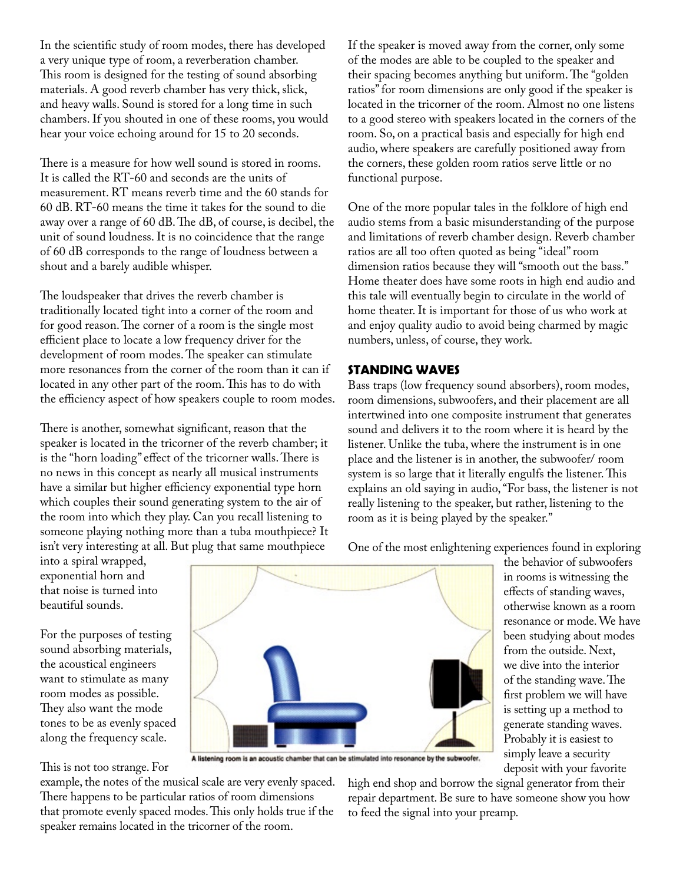In the scientific study of room modes, there has developed a very unique type of room, a reverberation chamber. This room is designed for the testing of sound absorbing materials. A good reverb chamber has very thick, slick, and heavy walls. Sound is stored for a long time in such chambers. If you shouted in one of these rooms, you would hear your voice echoing around for 15 to 20 seconds.

There is a measure for how well sound is stored in rooms. It is called the RT-60 and seconds are the units of measurement. RT means reverb time and the 60 stands for 60 dB. RT-60 means the time it takes for the sound to die away over a range of 60 dB. The dB, of course, is decibel, the unit of sound loudness. It is no coincidence that the range of 60 dB corresponds to the range of loudness between a shout and a barely audible whisper.

The loudspeaker that drives the reverb chamber is traditionally located tight into a corner of the room and for good reason. The corner of a room is the single most efficient place to locate a low frequency driver for the development of room modes. The speaker can stimulate more resonances from the corner of the room than it can if located in any other part of the room. This has to do with the efficiency aspect of how speakers couple to room modes.

There is another, somewhat significant, reason that the speaker is located in the tricorner of the reverb chamber; it is the "horn loading" effect of the tricorner walls. There is no news in this concept as nearly all musical instruments have a similar but higher efficiency exponential type horn which couples their sound generating system to the air of the room into which they play. Can you recall listening to someone playing nothing more than a tuba mouthpiece? It isn't very interesting at all. But plug that same mouthpiece into a spiral wrapped, exponential horn and that noise is turned into beautiful sounds.

For the purposes of testing sound absorbing materials, the acoustical engineers want to stimulate as many room modes as possible. They also want the mode tones to be as evenly spaced along the frequency scale.

This is not too strange. For example, the notes of the musical scale are very evenly spaced. There happens to be particular ratios of room dimensions that promote evenly spaced modes. This only holds true if the speaker remains located in the tricorner of the room.

A listening room is an acoustic chamber that can be stimulated into resonance by the subwoofer.

If the speaker is moved away from the corner, only some of the modes are able to be coupled to the speaker and their spacing becomes anything but uniform. The "golden ratios" for room dimensions are only good if the speaker is located in the tricorner of the room. Almost no one listens to a good stereo with speakers located in the corners of the room. So, on a practical basis and especially for high end audio, where speakers are carefully positioned away from the corners, these golden room ratios serve little or no functional purpose.

One of the more popular tales in the folklore of high end audio stems from a basic misunderstanding of the purpose and limitations of reverb chamber design. Reverb chamber ratios are all too often quoted as being "ideal" room dimension ratios because they will "smooth out the bass." Home theater does have some roots in high end audio and this tale will eventually begin to circulate in the world of home theater. It is important for those of us who work at and enjoy quality audio to avoid being charmed by magic numbers, unless, of course, they work.

## STANDING WAVES

Bass traps (low frequency sound absorbers), room modes, room dimensions, subwoofers, and their placement are all intertwined into one composite instrument that generates sound and delivers it to the room where it is heard by the listener. Unlike the tuba, where the instrument is in one place and the listener is in another, the subwoofer/ room system is so large that it literally engulfs the listener. This explains an old saying in audio, "For bass, the listener is not really listening to the speaker, but rather, listening to the room as it is being played by the speaker."

One of the most enlightening experiences found in exploring the behavior of subwoofers in rooms is witnessing the effects of standing waves, otherwise known as a room resonance or mode. We have been studying about modes from the outside. Next, we dive into the interior of the standing wave. The first problem we will have is setting up a method to generate standing waves. Probably it is easiest to simply leave a security deposit with your favorite high end shop and borrow the signal generator from their repair department. Be sure to have someone show you how to feed the signal into your preamp.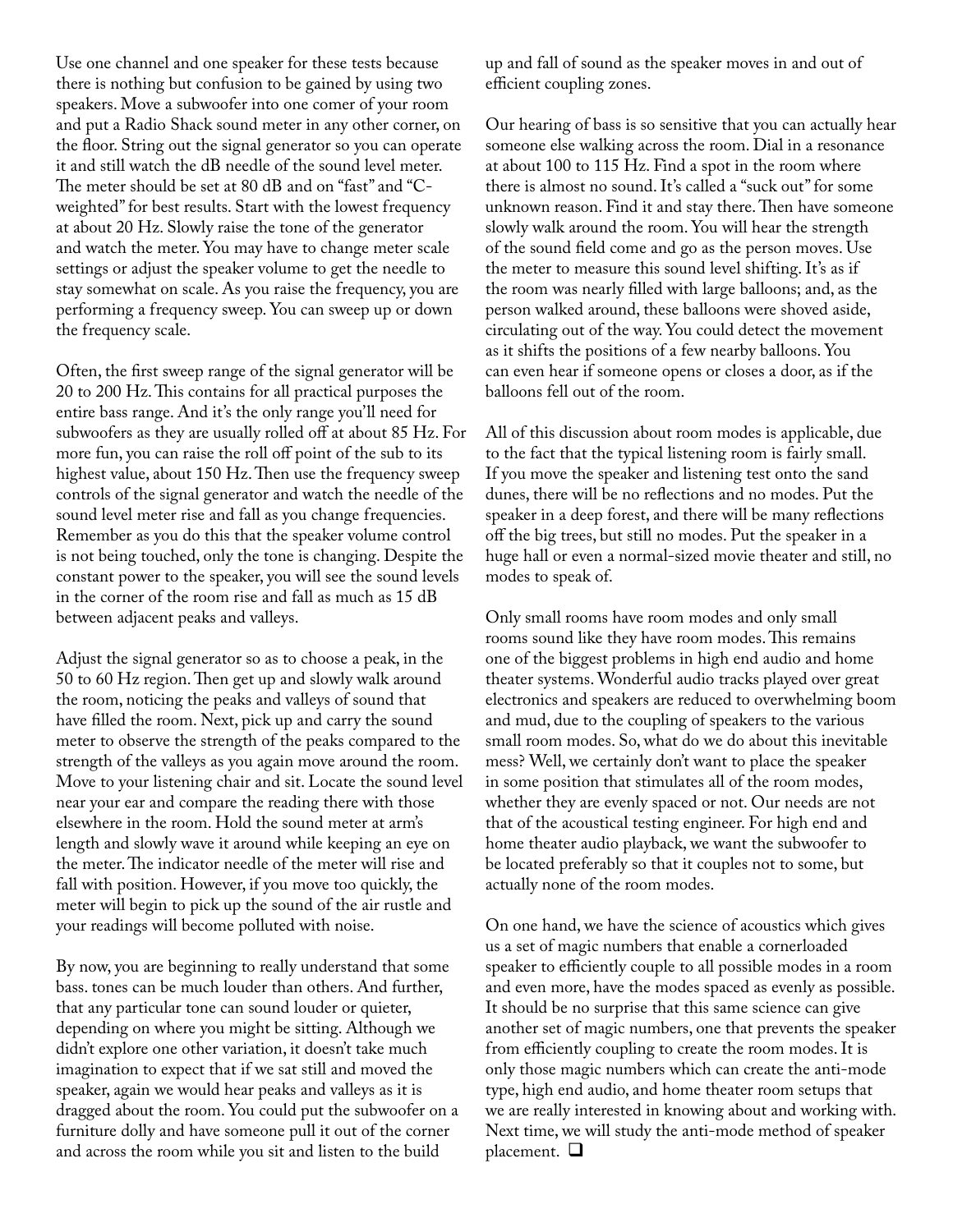Use one channel and one speaker for these tests because there is nothing but confusion to be gained by using two speakers. Move a subwoofer into one comer of your room and put a Radio Shack sound meter in any other corner, on the floor. String out the signal generator so you can operate it and still watch the dB needle of the sound level meter. The meter should be set at 80 dB and on "fast" and "C-weighted" for best results. Start with the lowest frequency at about 20 Hz. Slowly raise the tone of the generator and watch the meter. You may have to change meter scale settings or adjust the speaker volume to get the needle to stay somewhat on scale. As you raise the frequency, you are performing a frequency sweep. You can sweep up or down the frequency scale.

Often, the first sweep range of the signal generator will be 20 to 200 Hz. This contains for all practical purposes the entire bass range. And it's the only range you'll need for subwoofers as they are usually rolled off at about 85 Hz. For more fun, you can raise the roll off point of the sub to its highest value, about 150 Hz. Then use the frequency sweep controls of the signal generator and watch the needle of the sound level meter rise and fall as you change frequencies. Remember as you do this that the speaker volume control is not being touched, only the tone is changing. Despite the constant power to the speaker, you will see the sound levels in the corner of the room rise and fall as much as 15 dB between adjacent peaks and valleys.

Adjust the signal generator so as to choose a peak, in the 50 to 60 Hz region. Then get up and slowly walk around the room, noticing the peaks and valleys of sound that have filled the room. Next, pick up and carry the sound meter to observe the strength of the peaks compared to the strength of the valleys as you again move around the room. Move to your listening chair and sit. Locate the sound level near your ear and compare the reading there with those elsewhere in the room. Hold the sound meter at arm's length and slowly wave it around while keeping an eye on the meter. The indicator needle of the meter will rise and fall with position. However, if you move too quickly, the meter will begin to pick up the sound of the air rustle and your readings will become polluted with noise.

By now, you are beginning to really understand that some bass. tones can be much louder than others. And further, that any particular tone can sound louder or quieter, depending on where you might be sitting. Although we didn't explore one other variation, it doesn't take much imagination to expect that if we sat still and moved the speaker, again we would hear peaks and valleys as it is dragged about the room. You could put the subwoofer on a furniture dolly and have someone pull it out of the corner and across the room while you sit and listen to the build up and fall of sound as the speaker moves in and out of efficient coupling zones.

Our hearing of bass is so sensitive that you can actually hear someone else walking across the room. Dial in a resonance at about 100 to 115 Hz. Find a spot in the room where there is almost no sound. It's called a "suck out" for some unknown reason. Find it and stay there. Then have someone slowly walk around the room. You will hear the strength of the sound field come and go as the person moves. Use the meter to measure this sound level shifting. It's as if the room was nearly filled with large balloons; and, as the person walked around, these balloons were shoved aside, circulating out of the way. You could detect the movement as it shifts the positions of a few nearby balloons. You can even hear if someone opens or closes a door, as if the balloons fell out of the room.

All of this discussion about room modes is applicable, due to the fact that the typical listening room is fairly small. If you move the speaker and listening test onto the sand dunes, there will be no reflections and no modes. Put the speaker in a deep forest, and there will be many reflections off the big trees, but still no modes. Put the speaker in a huge hall or even a normal-sized movie theater and still, no modes to speak of.

Only small rooms have room modes and only small rooms sound like they have room modes. This remains one of the biggest problems in high end audio and home theater systems. Wonderful audio tracks played over great electronics and speakers are reduced to overwhelming boom and mud, due to the coupling of speakers to the various small room modes. So, what do we do about this inevitable mess? Well, we certainly don't want to place the speaker in some position that stimulates all of the room modes, whether they are evenly spaced or not. Our needs are not that of the acoustical testing engineer. For high end and home theater audio playback, we want the subwoofer to be located preferably so that it couples not to some, but actually none of the room modes.

On one hand, we have the science of acoustics which gives us a set of magic numbers that enable a cornerloaded speaker to efficiently couple to all possible modes in a room and even more, have the modes spaced as evenly as possible. It should be no surprise that this same science can give another set of magic numbers, one that prevents the speaker from efficiently coupling to create the room modes. It is only those magic numbers which can create the anti-mode type, high end audio, and home theater room setups that we are really interested in knowing about and working with. Next time, we will study the anti-mode method of speaker placement. ❑